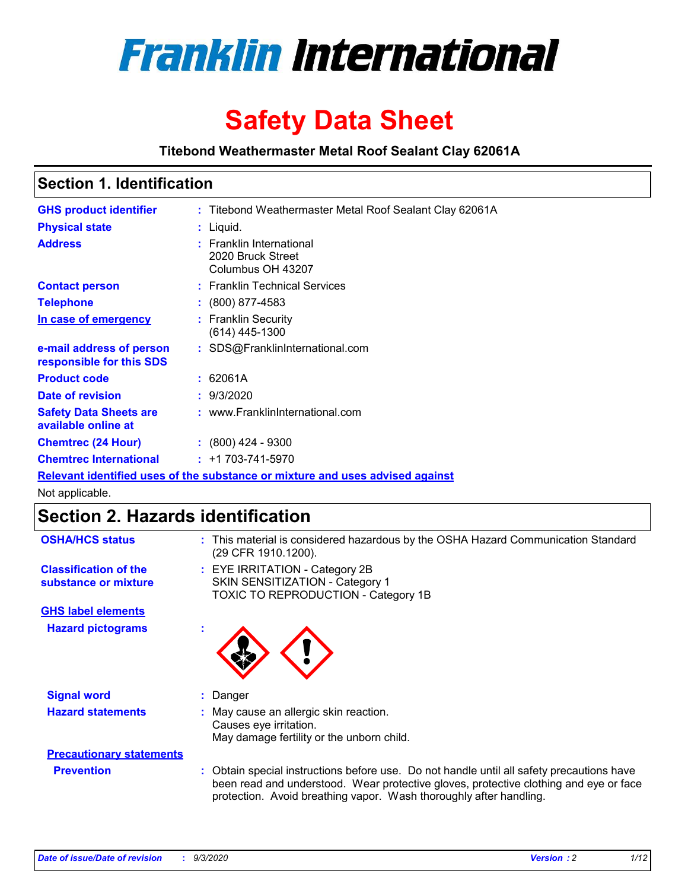# Franklin International

# Safety Data Sheet

**Titebond Weathermaster Metal Roof Sealant Clay 62061A**

## Section 1. Identification

| | |
|---|---|
| **GHS product identifier** | : Titebond Weathermaster Metal Roof Sealant Clay 62061A |
| **Physical state** | : Liquid. |
| **Address** | : Franklin International<br>2020 Bruck Street<br>Columbus OH 43207 |
| **Contact person** | : Franklin Technical Services |
| **Telephone** | : (800) 877-4583 |
| **In case of emergency** | : Franklin Security<br>(614) 445-1300 |
| **e-mail address of person responsible for this SDS** | : SDS@FranklinInternational.com |
| **Product code** | : 62061A |
| **Date of revision** | : 9/3/2020 |
| **Safety Data Sheets are available online at** | : www.FranklinInternational.com |
| **Chemtrec (24 Hour)** | : (800) 424 - 9300 |
| **Chemtrec International** | : +1 703-741-5970 |

**Relevant identified uses of the substance or mixture and uses advised against**

Not applicable.

## Section 2. Hazards identification

| | |
|---|---|
| **OSHA/HCS status** | : This material is considered hazardous by the OSHA Hazard Communication Standard (29 CFR 1910.1200). |
| **Classification of the substance or mixture** | : EYE IRRITATION - Category 2B<br>SKIN SENSITIZATION - Category 1<br>TOXIC TO REPRODUCTION - Category 1B |

**GHS label elements**

| | |
|---|---|
| **Hazard pictograms** | : |
| **Signal word** | : Danger |
| **Hazard statements** | : May cause an allergic skin reaction.<br>Causes eye irritation.<br>May damage fertility or the unborn child. |

**Precautionary statements**

| | |
|---|---|
| **Prevention** | : Obtain special instructions before use. Do not handle until all safety precautions have been read and understood. Wear protective gloves, protective clothing and eye or face protection. Avoid breathing vapor. Wash thoroughly after handling. |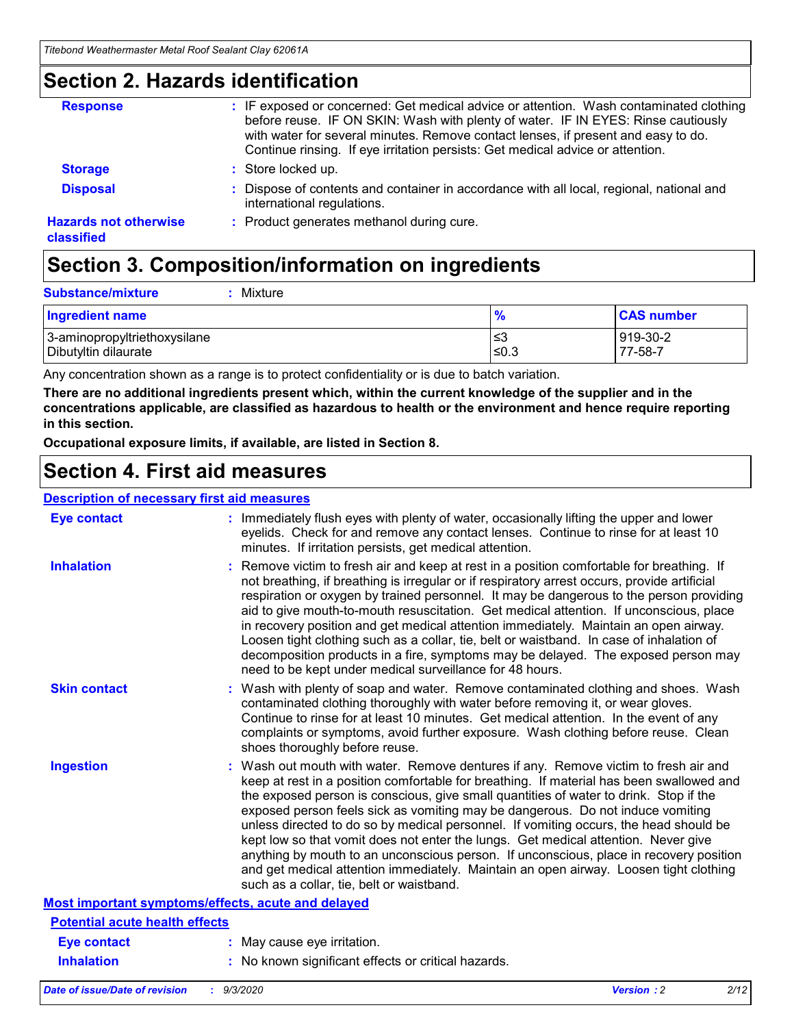## Section 2. Hazards identification

**Response** : IF exposed or concerned: Get medical advice or attention. Wash contaminated clothing before reuse. IF ON SKIN: Wash with plenty of water. IF IN EYES: Rinse cautiously with water for several minutes. Remove contact lenses, if present and easy to do. Continue rinsing. If eye irritation persists: Get medical advice or attention.

**Storage** : Store locked up.

**Disposal** : Dispose of contents and container in accordance with all local, regional, national and international regulations.

**Hazards not otherwise classified** : Product generates methanol during cure.

## Section 3. Composition/information on ingredients

**Substance/mixture** : Mixture

| Ingredient name | % | CAS number |
|---|---|---|
| 3-aminopropyltriethoxysilane | ≤3 | 919-30-2 |
| Dibutyltin dilaurate | ≤0.3 | 77-58-7 |

Any concentration shown as a range is to protect confidentiality or is due to batch variation.

**There are no additional ingredients present which, within the current knowledge of the supplier and in the concentrations applicable, are classified as hazardous to health or the environment and hence require reporting in this section.**

**Occupational exposure limits, if available, are listed in Section 8.**

## Section 4. First aid measures

### Description of necessary first aid measures

**Eye contact** : Immediately flush eyes with plenty of water, occasionally lifting the upper and lower eyelids. Check for and remove any contact lenses. Continue to rinse for at least 10 minutes. If irritation persists, get medical attention.

**Inhalation** : Remove victim to fresh air and keep at rest in a position comfortable for breathing. If not breathing, if breathing is irregular or if respiratory arrest occurs, provide artificial respiration or oxygen by trained personnel. It may be dangerous to the person providing aid to give mouth-to-mouth resuscitation. Get medical attention. If unconscious, place in recovery position and get medical attention immediately. Maintain an open airway. Loosen tight clothing such as a collar, tie, belt or waistband. In case of inhalation of decomposition products in a fire, symptoms may be delayed. The exposed person may need to be kept under medical surveillance for 48 hours.

**Skin contact** : Wash with plenty of soap and water. Remove contaminated clothing and shoes. Wash contaminated clothing thoroughly with water before removing it, or wear gloves. Continue to rinse for at least 10 minutes. Get medical attention. In the event of any complaints or symptoms, avoid further exposure. Wash clothing before reuse. Clean shoes thoroughly before reuse.

**Ingestion** : Wash out mouth with water. Remove dentures if any. Remove victim to fresh air and keep at rest in a position comfortable for breathing. If material has been swallowed and the exposed person is conscious, give small quantities of water to drink. Stop if the exposed person feels sick as vomiting may be dangerous. Do not induce vomiting unless directed to do so by medical personnel. If vomiting occurs, the head should be kept low so that vomit does not enter the lungs. Get medical attention. Never give anything by mouth to an unconscious person. If unconscious, place in recovery position and get medical attention immediately. Maintain an open airway. Loosen tight clothing such as a collar, tie, belt or waistband.

### Most important symptoms/effects, acute and delayed

#### Potential acute health effects

**Eye contact** : May cause eye irritation.

**Inhalation** : No known significant effects or critical hazards.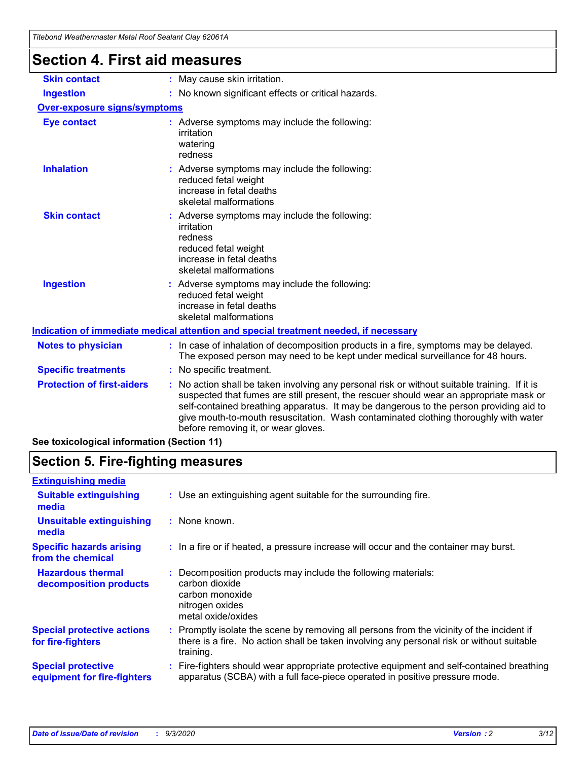## Section 4. First aid measures

| | |
|---|---|
| **Skin contact** | : May cause skin irritation. |
| **Ingestion** | : No known significant effects or critical hazards. |

**Over-exposure signs/symptoms**

| | |
|---|---|
| **Eye contact** | : Adverse symptoms may include the following:<br>irritation<br>watering<br>redness |
| **Inhalation** | : Adverse symptoms may include the following:<br>reduced fetal weight<br>increase in fetal deaths<br>skeletal malformations |
| **Skin contact** | : Adverse symptoms may include the following:<br>irritation<br>redness<br>reduced fetal weight<br>increase in fetal deaths<br>skeletal malformations |
| **Ingestion** | : Adverse symptoms may include the following:<br>reduced fetal weight<br>increase in fetal deaths<br>skeletal malformations |

**Indication of immediate medical attention and special treatment needed, if necessary**

| | |
|---|---|
| **Notes to physician** | : In case of inhalation of decomposition products in a fire, symptoms may be delayed. The exposed person may need to be kept under medical surveillance for 48 hours. |
| **Specific treatments** | : No specific treatment. |
| **Protection of first-aiders** | : No action shall be taken involving any personal risk or without suitable training. If it is suspected that fumes are still present, the rescuer should wear an appropriate mask or self-contained breathing apparatus. It may be dangerous to the person providing aid to give mouth-to-mouth resuscitation. Wash contaminated clothing thoroughly with water before removing it, or wear gloves. |

**See toxicological information (Section 11)**

## Section 5. Fire-fighting measures

**Extinguishing media**

| | |
|---|---|
| **Suitable extinguishing media** | : Use an extinguishing agent suitable for the surrounding fire. |
| **Unsuitable extinguishing media** | : None known. |
| **Specific hazards arising from the chemical** | : In a fire or if heated, a pressure increase will occur and the container may burst. |
| **Hazardous thermal decomposition products** | : Decomposition products may include the following materials:<br>carbon dioxide<br>carbon monoxide<br>nitrogen oxides<br>metal oxide/oxides |
| **Special protective actions for fire-fighters** | : Promptly isolate the scene by removing all persons from the vicinity of the incident if there is a fire. No action shall be taken involving any personal risk or without suitable training. |
| **Special protective equipment for fire-fighters** | : Fire-fighters should wear appropriate protective equipment and self-contained breathing apparatus (SCBA) with a full face-piece operated in positive pressure mode. |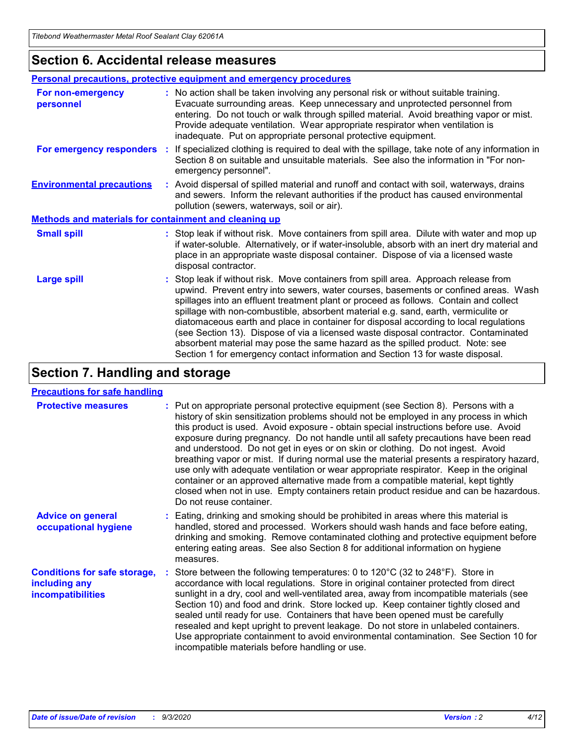## Section 6. Accidental release measures

### Personal precautions, protective equipment and emergency procedures

**For non-emergency personnel** : No action shall be taken involving any personal risk or without suitable training. Evacuate surrounding areas. Keep unnecessary and unprotected personnel from entering. Do not touch or walk through spilled material. Avoid breathing vapor or mist. Provide adequate ventilation. Wear appropriate respirator when ventilation is inadequate. Put on appropriate personal protective equipment.

**For emergency responders** : If specialized clothing is required to deal with the spillage, take note of any information in Section 8 on suitable and unsuitable materials. See also the information in "For non-emergency personnel".

**Environmental precautions** : Avoid dispersal of spilled material and runoff and contact with soil, waterways, drains and sewers. Inform the relevant authorities if the product has caused environmental pollution (sewers, waterways, soil or air).

### Methods and materials for containment and cleaning up

**Small spill** : Stop leak if without risk. Move containers from spill area. Dilute with water and mop up if water-soluble. Alternatively, or if water-insoluble, absorb with an inert dry material and place in an appropriate waste disposal container. Dispose of via a licensed waste disposal contractor.

**Large spill** : Stop leak if without risk. Move containers from spill area. Approach release from upwind. Prevent entry into sewers, water courses, basements or confined areas. Wash spillages into an effluent treatment plant or proceed as follows. Contain and collect spillage with non-combustible, absorbent material e.g. sand, earth, vermiculite or diatomaceous earth and place in container for disposal according to local regulations (see Section 13). Dispose of via a licensed waste disposal contractor. Contaminated absorbent material may pose the same hazard as the spilled product. Note: see Section 1 for emergency contact information and Section 13 for waste disposal.

## Section 7. Handling and storage

### Precautions for safe handling

**Protective measures** : Put on appropriate personal protective equipment (see Section 8). Persons with a history of skin sensitization problems should not be employed in any process in which this product is used. Avoid exposure - obtain special instructions before use. Avoid exposure during pregnancy. Do not handle until all safety precautions have been read and understood. Do not get in eyes or on skin or clothing. Do not ingest. Avoid breathing vapor or mist. If during normal use the material presents a respiratory hazard, use only with adequate ventilation or wear appropriate respirator. Keep in the original container or an approved alternative made from a compatible material, kept tightly closed when not in use. Empty containers retain product residue and can be hazardous. Do not reuse container.

**Advice on general occupational hygiene** : Eating, drinking and smoking should be prohibited in areas where this material is handled, stored and processed. Workers should wash hands and face before eating, drinking and smoking. Remove contaminated clothing and protective equipment before entering eating areas. See also Section 8 for additional information on hygiene measures.

**Conditions for safe storage, including any incompatibilities** : Store between the following temperatures: 0 to 120°C (32 to 248°F). Store in accordance with local regulations. Store in original container protected from direct sunlight in a dry, cool and well-ventilated area, away from incompatible materials (see Section 10) and food and drink. Store locked up. Keep container tightly closed and sealed until ready for use. Containers that have been opened must be carefully resealed and kept upright to prevent leakage. Do not store in unlabeled containers. Use appropriate containment to avoid environmental contamination. See Section 10 for incompatible materials before handling or use.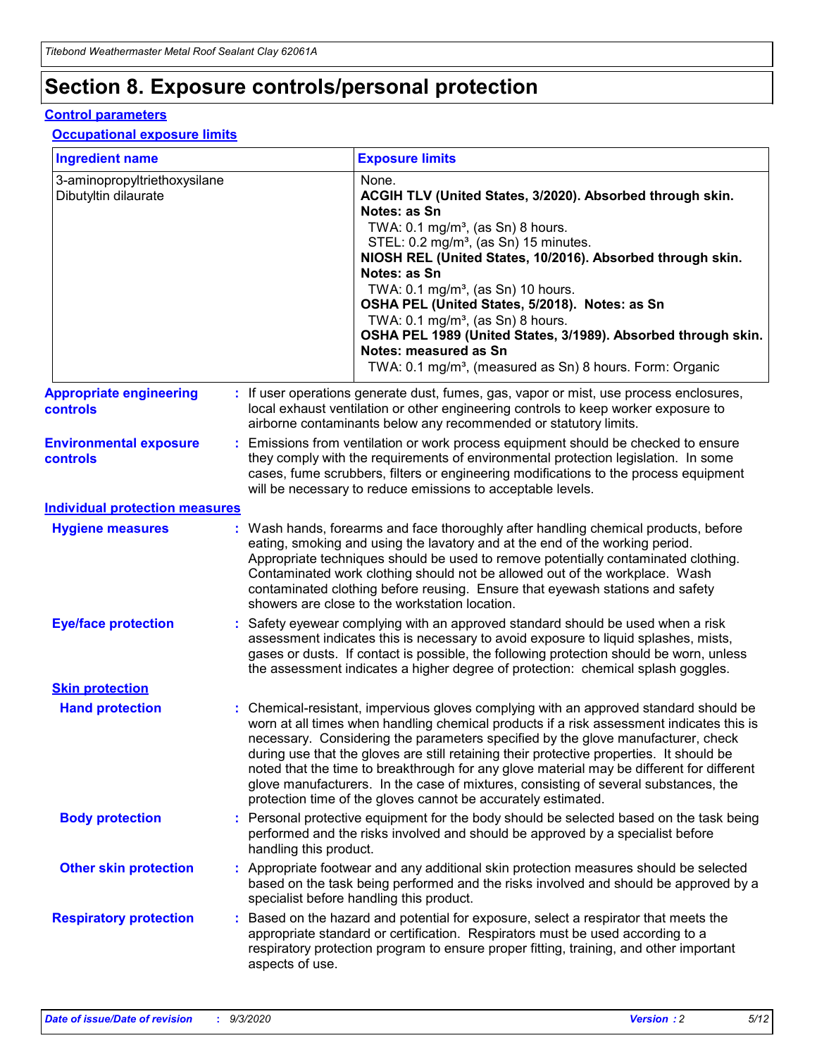# Section 8. Exposure controls/personal protection

## Control parameters

### Occupational exposure limits

| Ingredient name | Exposure limits |
|---|---|
| 3-aminopropyltriethoxysilane<br>Dibutyltin dilaurate | None.<br>**ACGIH TLV (United States, 3/2020). Absorbed through skin. Notes: as Sn**<br>TWA: 0.1 mg/m³, (as Sn) 8 hours.<br>STEL: 0.2 mg/m³, (as Sn) 15 minutes.<br>**NIOSH REL (United States, 10/2016). Absorbed through skin. Notes: as Sn**<br>TWA: 0.1 mg/m³, (as Sn) 10 hours.<br>**OSHA PEL (United States, 5/2018). Notes: as Sn**<br>TWA: 0.1 mg/m³, (as Sn) 8 hours.<br>**OSHA PEL 1989 (United States, 3/1989). Absorbed through skin. Notes: measured as Sn**<br>TWA: 0.1 mg/m³, (measured as Sn) 8 hours. Form: Organic |

**Appropriate engineering controls** : If user operations generate dust, fumes, gas, vapor or mist, use process enclosures, local exhaust ventilation or other engineering controls to keep worker exposure to airborne contaminants below any recommended or statutory limits.

**Environmental exposure controls** : Emissions from ventilation or work process equipment should be checked to ensure they comply with the requirements of environmental protection legislation. In some cases, fume scrubbers, filters or engineering modifications to the process equipment will be necessary to reduce emissions to acceptable levels.

## Individual protection measures

**Hygiene measures** : Wash hands, forearms and face thoroughly after handling chemical products, before eating, smoking and using the lavatory and at the end of the working period. Appropriate techniques should be used to remove potentially contaminated clothing. Contaminated work clothing should not be allowed out of the workplace. Wash contaminated clothing before reusing. Ensure that eyewash stations and safety showers are close to the workstation location.

**Eye/face protection** : Safety eyewear complying with an approved standard should be used when a risk assessment indicates this is necessary to avoid exposure to liquid splashes, mists, gases or dusts. If contact is possible, the following protection should be worn, unless the assessment indicates a higher degree of protection: chemical splash goggles.

### Skin protection

**Hand protection** : Chemical-resistant, impervious gloves complying with an approved standard should be worn at all times when handling chemical products if a risk assessment indicates this is necessary. Considering the parameters specified by the glove manufacturer, check during use that the gloves are still retaining their protective properties. It should be noted that the time to breakthrough for any glove material may be different for different glove manufacturers. In the case of mixtures, consisting of several substances, the protection time of the gloves cannot be accurately estimated.

**Body protection** : Personal protective equipment for the body should be selected based on the task being performed and the risks involved and should be approved by a specialist before handling this product.

**Other skin protection** : Appropriate footwear and any additional skin protection measures should be selected based on the task being performed and the risks involved and should be approved by a specialist before handling this product.

**Respiratory protection** : Based on the hazard and potential for exposure, select a respirator that meets the appropriate standard or certification. Respirators must be used according to a respiratory protection program to ensure proper fitting, training, and other important aspects of use.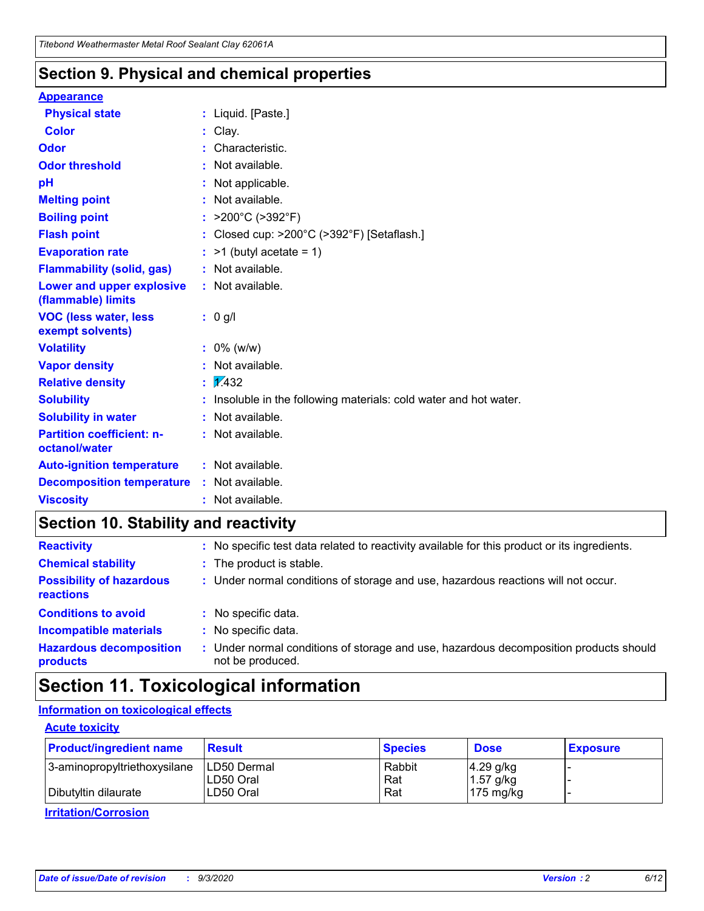## Section 9. Physical and chemical properties

### Appearance

| | |
|---|---|
| **Physical state** | : Liquid. [Paste.] |
| **Color** | : Clay. |
| **Odor** | : Characteristic. |
| **Odor threshold** | : Not available. |
| **pH** | : Not applicable. |
| **Melting point** | : Not available. |
| **Boiling point** | : >200°C (>392°F) |
| **Flash point** | : Closed cup: >200°C (>392°F) [Setaflash.] |
| **Evaporation rate** | : >1 (butyl acetate = 1) |
| **Flammability (solid, gas)** | : Not available. |
| **Lower and upper explosive (flammable) limits** | : Not available. |
| **VOC (less water, less exempt solvents)** | : 0 g/l |
| **Volatility** | : 0% (w/w) |
| **Vapor density** | : Not available. |
| **Relative density** | : 1.432 |
| **Solubility** | : Insoluble in the following materials: cold water and hot water. |
| **Solubility in water** | : Not available. |
| **Partition coefficient: n-octanol/water** | : Not available. |
| **Auto-ignition temperature** | : Not available. |
| **Decomposition temperature** | : Not available. |
| **Viscosity** | : Not available. |

## Section 10. Stability and reactivity

| | |
|---|---|
| **Reactivity** | : No specific test data related to reactivity available for this product or its ingredients. |
| **Chemical stability** | : The product is stable. |
| **Possibility of hazardous reactions** | : Under normal conditions of storage and use, hazardous reactions will not occur. |
| **Conditions to avoid** | : No specific data. |
| **Incompatible materials** | : No specific data. |
| **Hazardous decomposition products** | : Under normal conditions of storage and use, hazardous decomposition products should not be produced. |

## Section 11. Toxicological information

### Information on toxicological effects

#### Acute toxicity

| Product/ingredient name | Result | Species | Dose | Exposure |
|---|---|---|---|---|
| 3-aminopropyltriethoxysilane | LD50 Dermal | Rabbit | 4.29 g/kg | - |
| | LD50 Oral | Rat | 1.57 g/kg | - |
| Dibutyltin dilaurate | LD50 Oral | Rat | 175 mg/kg | - |

#### Irritation/Corrosion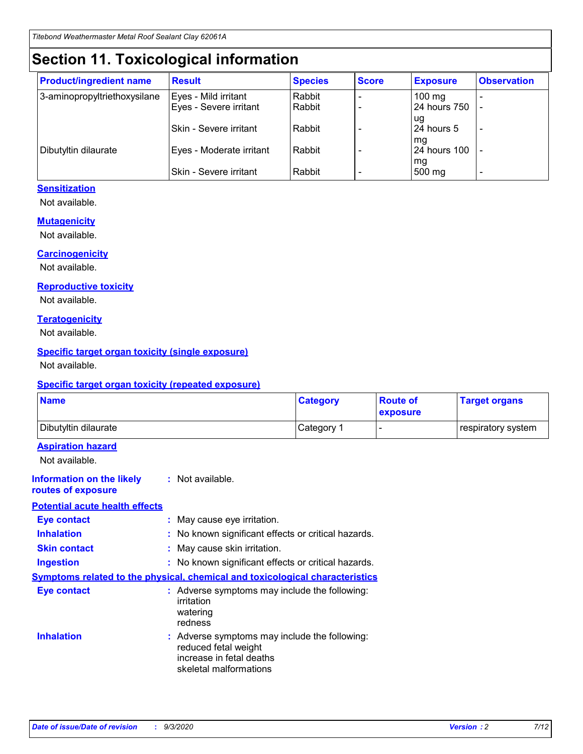# Section 11. Toxicological information

| Product/ingredient name | Result | Species | Score | Exposure | Observation |
|---|---|---|---|---|---|
| 3-aminopropyltriethoxysilane | Eyes - Mild irritant | Rabbit | - | 100 mg | - |
| | Eyes - Severe irritant | Rabbit | - | 24 hours 750 ug | - |
| | Skin - Severe irritant | Rabbit | - | 24 hours 5 mg | - |
| Dibutyltin dilaurate | Eyes - Moderate irritant | Rabbit | - | 24 hours 100 mg | - |
| | Skin - Severe irritant | Rabbit | - | 500 mg | - |

**Sensitization**

Not available.

**Mutagenicity**

Not available.

**Carcinogenicity**

Not available.

**Reproductive toxicity**

Not available.

**Teratogenicity**

Not available.

**Specific target organ toxicity (single exposure)**

Not available.

**Specific target organ toxicity (repeated exposure)**

| Name | Category | Route of exposure | Target organs |
|---|---|---|---|
| Dibutyltin dilaurate | Category 1 | - | respiratory system |

**Aspiration hazard**

Not available.

**Information on the likely routes of exposure** : Not available.

**Potential acute health effects**

**Eye contact** : May cause eye irritation.

**Inhalation** : No known significant effects or critical hazards.

**Skin contact** : May cause skin irritation.

**Ingestion** : No known significant effects or critical hazards.

**Symptoms related to the physical, chemical and toxicological characteristics**

**Eye contact** : Adverse symptoms may include the following:
irritation
watering
redness

**Inhalation** : Adverse symptoms may include the following:
reduced fetal weight
increase in fetal deaths
skeletal malformations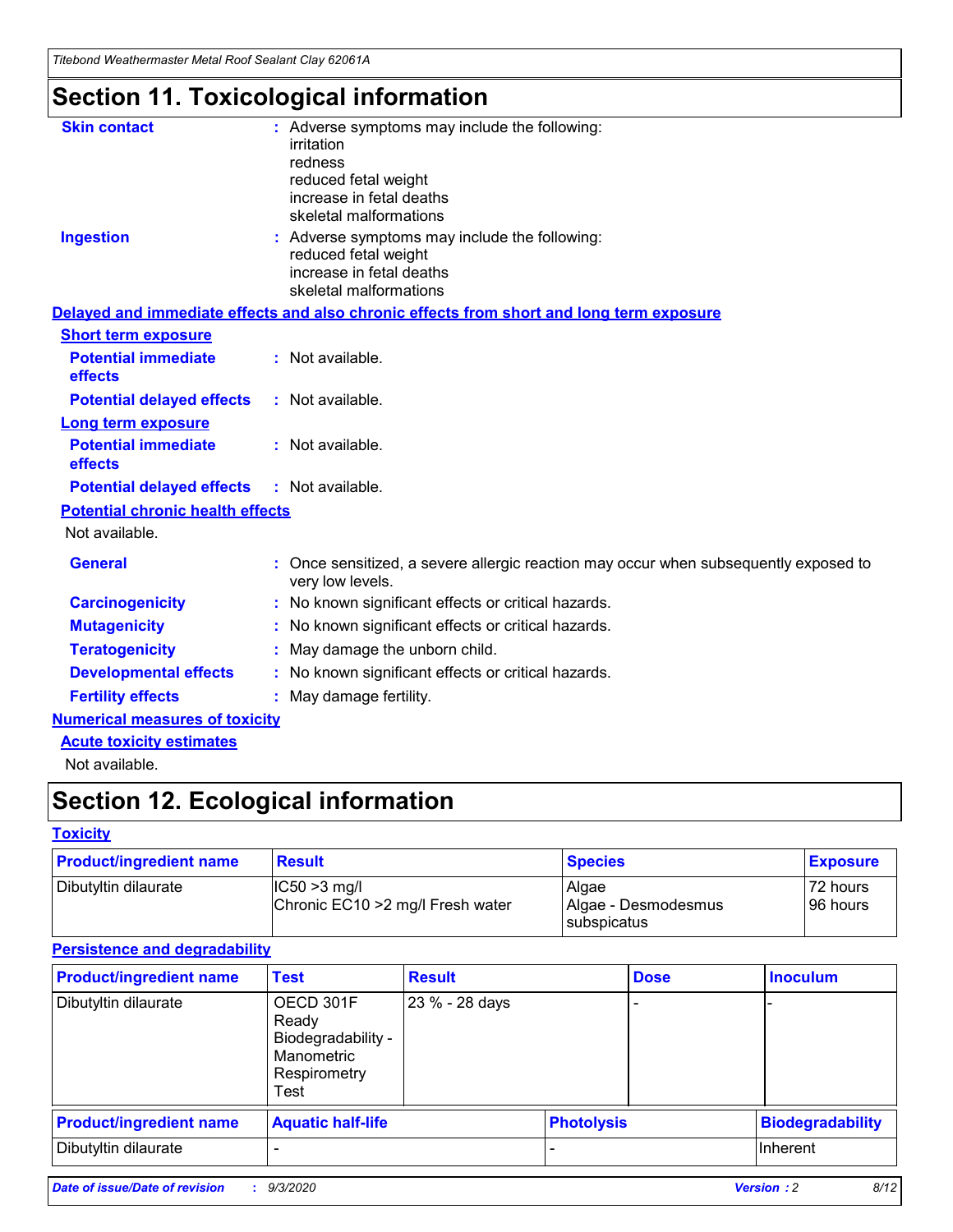# Section 11. Toxicological information

**Skin contact** : Adverse symptoms may include the following:
irritation
redness
reduced fetal weight
increase in fetal deaths
skeletal malformations

**Ingestion** : Adverse symptoms may include the following:
reduced fetal weight
increase in fetal deaths
skeletal malformations

## Delayed and immediate effects and also chronic effects from short and long term exposure

### Short term exposure

**Potential immediate effects** : Not available.

**Potential delayed effects** : Not available.

### Long term exposure

**Potential immediate effects** : Not available.

**Potential delayed effects** : Not available.

### Potential chronic health effects

Not available.

**General** : Once sensitized, a severe allergic reaction may occur when subsequently exposed to very low levels.

**Carcinogenicity** : No known significant effects or critical hazards.

**Mutagenicity** : No known significant effects or critical hazards.

**Teratogenicity** : May damage the unborn child.

**Developmental effects** : No known significant effects or critical hazards.

**Fertility effects** : May damage fertility.

## Numerical measures of toxicity

### Acute toxicity estimates

Not available.

# Section 12. Ecological information

## Toxicity

| Product/ingredient name | Result | Species | Exposure |
|---|---|---|---|
| Dibutyltin dilaurate | IC50 >3 mg/l<br>Chronic EC10 >2 mg/l Fresh water | Algae<br>Algae - Desmodesmus subspicatus | 72 hours<br>96 hours |

## Persistence and degradability

| Product/ingredient name | Test | Result | Dose | Inoculum |
|---|---|---|---|---|
| Dibutyltin dilaurate | OECD 301F Ready Biodegradability - Manometric Respirometry Test | 23 % - 28 days | - | - |

| Product/ingredient name | Aquatic half-life | Photolysis | Biodegradability |
|---|---|---|---|
| Dibutyltin dilaurate | - | - | Inherent |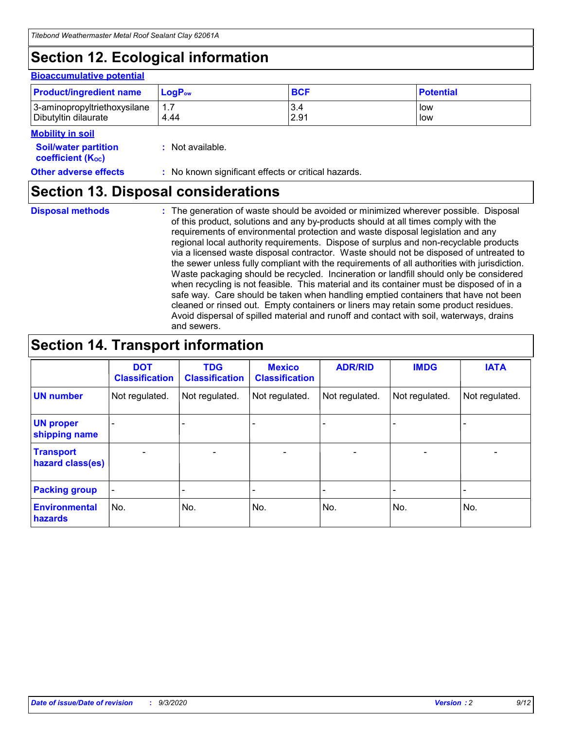## Section 12. Ecological information

### Bioaccumulative potential

| Product/ingredient name | $LogP_{ow}$ | BCF | Potential |
|---|---|---|---|
| 3-aminopropyltriethoxysilane | 1.7 | 3.4 | low |
| Dibutyltin dilaurate | 4.44 | 2.91 | low |

### Mobility in soil

**Soil/water partition coefficient ($K_{OC}$)** : Not available.

**Other adverse effects** : No known significant effects or critical hazards.

## Section 13. Disposal considerations

**Disposal methods** : The generation of waste should be avoided or minimized wherever possible. Disposal of this product, solutions and any by-products should at all times comply with the requirements of environmental protection and waste disposal legislation and any regional local authority requirements. Dispose of surplus and non-recyclable products via a licensed waste disposal contractor. Waste should not be disposed of untreated to the sewer unless fully compliant with the requirements of all authorities with jurisdiction. Waste packaging should be recycled. Incineration or landfill should only be considered when recycling is not feasible. This material and its container must be disposed of in a safe way. Care should be taken when handling emptied containers that have not been cleaned or rinsed out. Empty containers or liners may retain some product residues. Avoid dispersal of spilled material and runoff and contact with soil, waterways, drains and sewers.

## Section 14. Transport information

| | DOT Classification | TDG Classification | Mexico Classification | ADR/RID | IMDG | IATA |
|---|---|---|---|---|---|---|
| UN number | Not regulated. | Not regulated. | Not regulated. | Not regulated. | Not regulated. | Not regulated. |
| UN proper shipping name | - | - | - | - | - | - |
| Transport hazard class(es) | - | - | - | - | - | - |
| Packing group | - | - | - | - | - | - |
| Environmental hazards | No. | No. | No. | No. | No. | No. |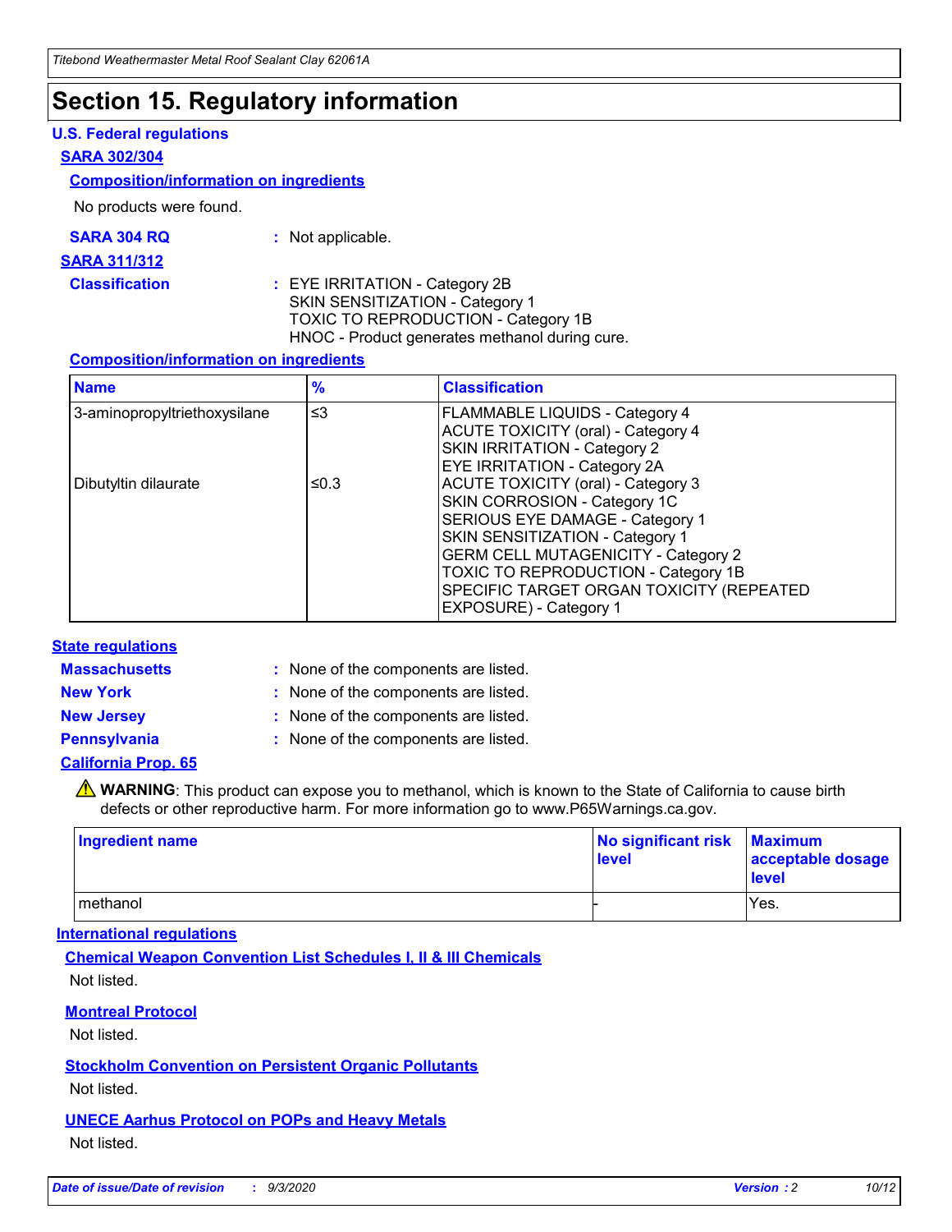# Section 15. Regulatory information

### U.S. Federal regulations

**SARA 302/304**

**Composition/information on ingredients**

No products were found.

**SARA 304 RQ** : Not applicable.

**SARA 311/312**

**Classification** : EYE IRRITATION - Category 2B
SKIN SENSITIZATION - Category 1
TOXIC TO REPRODUCTION - Category 1B
HNOC - Product generates methanol during cure.

**Composition/information on ingredients**

| Name | % | Classification |
| --- | --- | --- |
| 3-aminopropyltriethoxysilane | ≤3 | FLAMMABLE LIQUIDS - Category 4<br>ACUTE TOXICITY (oral) - Category 4<br>SKIN IRRITATION - Category 2<br>EYE IRRITATION - Category 2A |
| Dibutyltin dilaurate | ≤0.3 | ACUTE TOXICITY (oral) - Category 3<br>SKIN CORROSION - Category 1C<br>SERIOUS EYE DAMAGE - Category 1<br>SKIN SENSITIZATION - Category 1<br>GERM CELL MUTAGENICITY - Category 2<br>TOXIC TO REPRODUCTION - Category 1B<br>SPECIFIC TARGET ORGAN TOXICITY (REPEATED EXPOSURE) - Category 1 |

### State regulations

**Massachusetts** : None of the components are listed.

**New York** : None of the components are listed.

**New Jersey** : None of the components are listed.

**Pennsylvania** : None of the components are listed.

**California Prop. 65**

⚠ **WARNING**: This product can expose you to methanol, which is known to the State of California to cause birth defects or other reproductive harm. For more information go to www.P65Warnings.ca.gov.

| Ingredient name | No significant risk level | Maximum acceptable dosage level |
| --- | --- | --- |
| methanol | - | Yes. |

### International regulations

**Chemical Weapon Convention List Schedules I, II & III Chemicals**

Not listed.

**Montreal Protocol**

Not listed.

**Stockholm Convention on Persistent Organic Pollutants**

Not listed.

**UNECE Aarhus Protocol on POPs and Heavy Metals**

Not listed.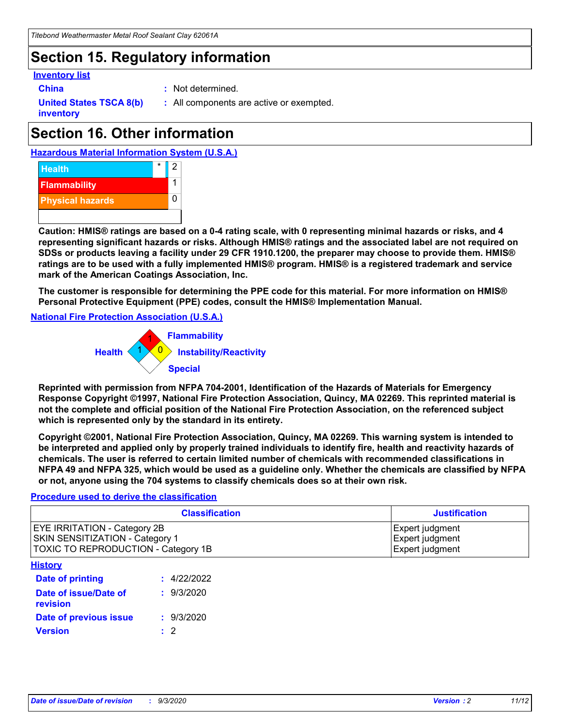# Section 15. Regulatory information

**Inventory list**

**China** : Not determined.

**United States TSCA 8(b) inventory** : All components are active or exempted.

# Section 16. Other information

**Hazardous Material Information System (U.S.A.)**

| | | |
|---|---|---|
| Health | * | 2 |
| Flammability | | 1 |
| Physical hazards | | 0 |

**Caution: HMIS® ratings are based on a 0-4 rating scale, with 0 representing minimal hazards or risks, and 4 representing significant hazards or risks. Although HMIS® ratings and the associated label are not required on SDSs or products leaving a facility under 29 CFR 1910.1200, the preparer may choose to provide them. HMIS® ratings are to be used with a fully implemented HMIS® program. HMIS® is a registered trademark and service mark of the American Coatings Association, Inc.**

**The customer is responsible for determining the PPE code for this material. For more information on HMIS® Personal Protective Equipment (PPE) codes, consult the HMIS® Implementation Manual.**

**National Fire Protection Association (U.S.A.)**

Flammability: 1
Health: 1
Instability/Reactivity: 0
Special:

**Reprinted with permission from NFPA 704-2001, Identification of the Hazards of Materials for Emergency Response Copyright ©1997, National Fire Protection Association, Quincy, MA 02269. This reprinted material is not the complete and official position of the National Fire Protection Association, on the referenced subject which is represented only by the standard in its entirety.**

**Copyright ©2001, National Fire Protection Association, Quincy, MA 02269. This warning system is intended to be interpreted and applied only by properly trained individuals to identify fire, health and reactivity hazards of chemicals. The user is referred to certain limited number of chemicals with recommended classifications in NFPA 49 and NFPA 325, which would be used as a guideline only. Whether the chemicals are classified by NFPA or not, anyone using the 704 systems to classify chemicals does so at their own risk.**

**Procedure used to derive the classification**

| Classification | Justification |
|---|---|
| EYE IRRITATION - Category 2B | Expert judgment |
| SKIN SENSITIZATION - Category 1 | Expert judgment |
| TOXIC TO REPRODUCTION - Category 1B | Expert judgment |

**History**

**Date of printing** : 4/22/2022

**Date of issue/Date of revision** : 9/3/2020

**Date of previous issue** : 9/3/2020

**Version** : 2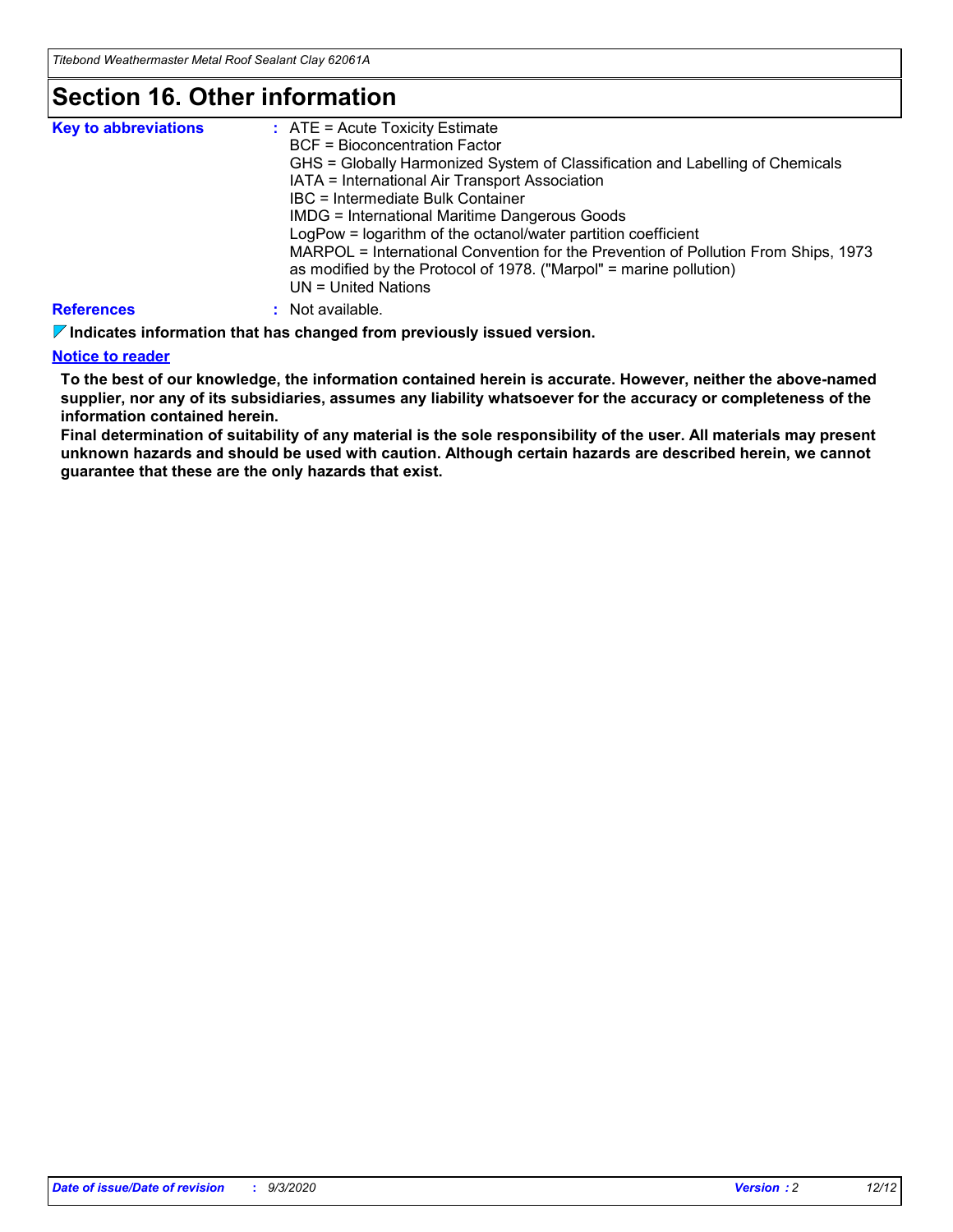# Section 16. Other information

**Key to abbreviations** : ATE = Acute Toxicity Estimate
BCF = Bioconcentration Factor
GHS = Globally Harmonized System of Classification and Labelling of Chemicals
IATA = International Air Transport Association
IBC = Intermediate Bulk Container
IMDG = International Maritime Dangerous Goods
LogPow = logarithm of the octanol/water partition coefficient
MARPOL = International Convention for the Prevention of Pollution From Ships, 1973 as modified by the Protocol of 1978. ("Marpol" = marine pollution)
UN = United Nations

**References** : Not available.

**Indicates information that has changed from previously issued version.**

**Notice to reader**

**To the best of our knowledge, the information contained herein is accurate. However, neither the above-named supplier, nor any of its subsidiaries, assumes any liability whatsoever for the accuracy or completeness of the information contained herein.**

**Final determination of suitability of any material is the sole responsibility of the user. All materials may present unknown hazards and should be used with caution. Although certain hazards are described herein, we cannot guarantee that these are the only hazards that exist.**